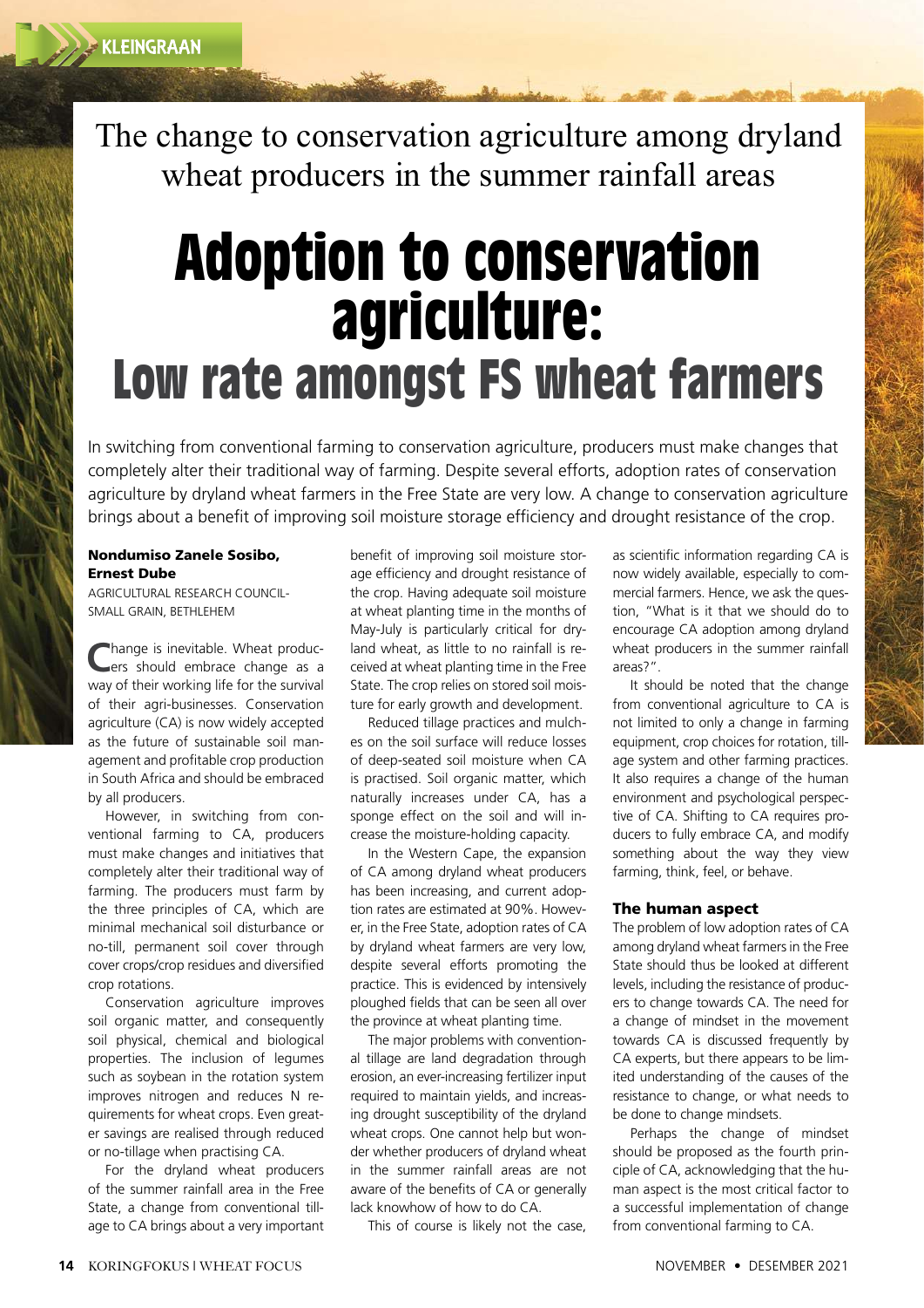The change to conservation agriculture among dryland wheat producers in the summer rainfall areas

# Adoption to conservation agriculture: Low rate amongst FS wheat farmers

In switching from conventional farming to conservation agriculture, producers must make changes that completely alter their traditional way of farming. Despite several efforts, adoption rates of conservation agriculture by dryland wheat farmers in the Free State are very low. A change to conservation agriculture brings about a benefit of improving soil moisture storage efficiency and drought resistance of the crop.

**Nondumiso Zanele Sosibo, Ernest Dube**
AGRICULTURAL RESEARCH COUNCIL-SMALL GRAIN, BETHLEHEM

Change is inevitable. Wheat producers should embrace change as a way of their working life for the survival of their agri-businesses. Conservation agriculture (CA) is now widely accepted as the future of sustainable soil management and profitable crop production in South Africa and should be embraced by all producers.

However, in switching from conventional farming to CA, producers must make changes and initiatives that completely alter their traditional way of farming. The producers must farm by the three principles of CA, which are minimal mechanical soil disturbance or no-till, permanent soil cover through cover crops/crop residues and diversified crop rotations.

Conservation agriculture improves soil organic matter, and consequently soil physical, chemical and biological properties. The inclusion of legumes such as soybean in the rotation system improves nitrogen and reduces N requirements for wheat crops. Even greater savings are realised through reduced or no-tillage when practising CA.

For the dryland wheat producers of the summer rainfall area in the Free State, a change from conventional tillage to CA brings about a very important benefit of improving soil moisture storage efficiency and drought resistance of the crop. Having adequate soil moisture at wheat planting time in the months of May-July is particularly critical for dryland wheat, as little to no rainfall is received at wheat planting time in the Free State. The crop relies on stored soil moisture for early growth and development.

Reduced tillage practices and mulches on the soil surface will reduce losses of deep-seated soil moisture when CA is practised. Soil organic matter, which naturally increases under CA, has a sponge effect on the soil and will increase the moisture-holding capacity.

In the Western Cape, the expansion of CA among dryland wheat producers has been increasing, and current adoption rates are estimated at 90%. However, in the Free State, adoption rates of CA by dryland wheat farmers are very low, despite several efforts promoting the practice. This is evidenced by intensively ploughed fields that can be seen all over the province at wheat planting time.

The major problems with conventional tillage are land degradation through erosion, an ever-increasing fertilizer input required to maintain yields, and increasing drought susceptibility of the dryland wheat crops. One cannot help but wonder whether producers of dryland wheat in the summer rainfall areas are not aware of the benefits of CA or generally lack knowhow of how to do CA.

This of course is likely not the case, as scientific information regarding CA is now widely available, especially to commercial farmers. Hence, we ask the question, "What is it that we should do to encourage CA adoption among dryland wheat producers in the summer rainfall areas?".

It should be noted that the change from conventional agriculture to CA is not limited to only a change in farming equipment, crop choices for rotation, tillage system and other farming practices. It also requires a change of the human environment and psychological perspective of CA. Shifting to CA requires producers to fully embrace CA, and modify something about the way they view farming, think, feel, or behave.

## The human aspect

The problem of low adoption rates of CA among dryland wheat farmers in the Free State should thus be looked at different levels, including the resistance of producers to change towards CA. The need for a change of mindset in the movement towards CA is discussed frequently by CA experts, but there appears to be limited understanding of the causes of the resistance to change, or what needs to be done to change mindsets.

Perhaps the change of mindset should be proposed as the fourth principle of CA, acknowledging that the human aspect is the most critical factor to a successful implementation of change from conventional farming to CA.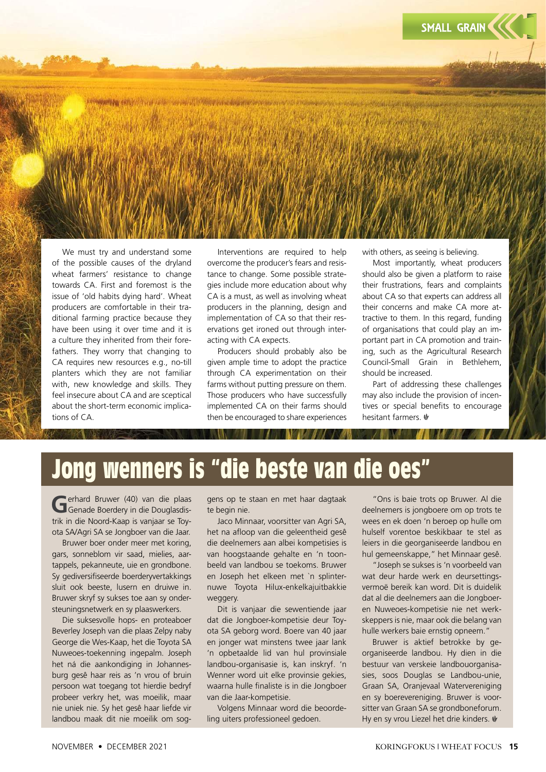We must try and understand some of the possible causes of the dryland wheat farmers' resistance to change towards CA. First and foremost is the issue of 'old habits dying hard'. Wheat producers are comfortable in their traditional farming practice because they have been using it over time and it is a culture they inherited from their forefathers. They worry that changing to CA requires new resources e.g., no-till planters which they are not familiar with, new knowledge and skills. They feel insecure about CA and are sceptical about the short-term economic implications of CA.

Interventions are required to help overcome the producer's fears and resistance to change. Some possible strategies include more education about why CA is a must, as well as involving wheat producers in the planning, design and implementation of CA so that their reservations get ironed out through interacting with CA expects.

Producers should probably also be given ample time to adopt the practice through CA experimentation on their farms without putting pressure on them. Those producers who have successfully implemented CA on their farms should then be encouraged to share experiences with others, as seeing is believing.

Most importantly, wheat producers should also be given a platform to raise their frustrations, fears and complaints about CA so that experts can address all their concerns and make CA more attractive to them. In this regard, funding of organisations that could play an important part in CA promotion and training, such as the Agricultural Research Council-Small Grain in Bethlehem, should be increased.

Part of addressing these challenges may also include the provision of incentives or special benefits to encourage hesitant farmers.

# Jong wenners is "die beste van die oes"

Gerhard Bruwer (40) van die plaas Genade Boerdery in die Douglasdistrik in die Noord-Kaap is vanjaar se Toyota SA/Agri SA se Jongboer van die Jaar.

Bruwer boer onder meer met koring, gars, sonneblom vir saad, mielies, aartappels, pekanneute, uie en grondbone. Sy gediversifiseerde boerderyvertakkings sluit ook beeste, lusern en druiwe in. Bruwer skryf sy sukses toe aan sy ondersteuningsnetwerk en sy plaaswerkers.

Die suksesvolle hops- en proteaboer Beverley Joseph van die plaas Zelpy naby George die Wes-Kaap, het die Toyota SA Nuweoes-toekenning ingepalm. Joseph het ná die aankondiging in Johannesburg gesê haar reis as 'n vrou of bruin persoon wat toegang tot hierdie bedryf probeer verkry het, was moeilik, maar nie uniek nie. Sy het gesê haar liefde vir landbou maak dit nie moeilik om sogens op te staan en met haar dagtaak te begin nie.

Jaco Minnaar, voorsitter van Agri SA, het na afloop van die geleentheid gesê die deelnemers aan albei kompetisies is van hoogstaande gehalte en 'n toonbeeld van landbou se toekoms. Bruwer en Joseph het elkeen met `n splinternuwe Toyota Hilux-enkelkajuitbakkie weggery.

Dit is vanjaar die sewentiende jaar dat die Jongboer-kompetisie deur Toyota SA geborg word. Boere van 40 jaar en jonger wat minstens twee jaar lank 'n opbetaalde lid van hul provinsiale landbou-organisasie is, kan inskryf. 'n Wenner word uit elke provinsie gekies, waarna hulle finaliste is in die Jongboer van die Jaar-kompetisie.

Volgens Minnaar word die beoordeling uiters professioneel gedoen.

"Ons is baie trots op Bruwer. Al die deelnemers is jongboere om op trots te wees en ek doen 'n beroep op hulle om hulself vorentoe beskikbaar te stel as leiers in die georganiseerde landbou en hul gemeenskappe," het Minnaar gesê.

"Joseph se sukses is 'n voorbeeld van wat deur harde werk en deursettingsvermoë bereik kan word. Dit is duidelik dat al die deelnemers aan die Jongboer- en Nuweoes-kompetisie nie net werkskeppers is nie, maar ook die belang van hulle werkers baie ernstig opneem."

Bruwer is aktief betrokke by georganiseerde landbou. Hy dien in die bestuur van verskeie landbouorganisasies, soos Douglas se Landbou-unie, Graan SA, Oranjevaal Watervereniging en sy boerevereniging. Bruwer is voorsitter van Graan SA se grondboneforum. Hy en sy vrou Liezel het drie kinders.